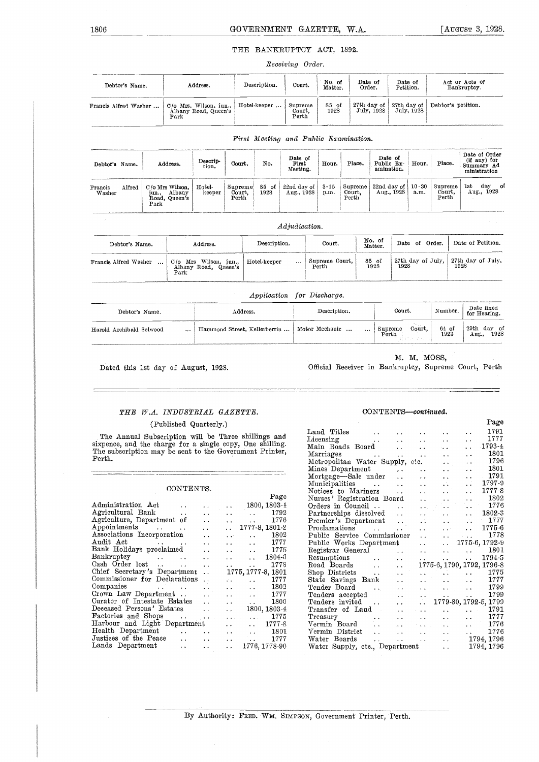## THE BANKRUPTCY ACT, 1892.

*Receiving Order.*

| Debtor's Name. | Address. | Description. | Court. | No. of Matter. | Date of Order. | Date of Petition. | Act or Acts of Bankruptcy. |
|---|---|---|---|---|---|---|---|
| Francis Alfred Washer ... | C/o Mrs. Wilson, jun., Albany Road, Queen's Park | Hotel-keeper ... | Supreme Court, Perth | 85 of 1928 | 27th day of July, 1928 | 27th day of July, 1928 | Debtor's petition. |

*First Meeting and Public Examination.*

| Debtor's Name. | Address. | Description. | Court. | No. | Date of First Meeting. | Hour. | Place. | Date of Public Examination. | Hour. | Place. | Date of Order (if any) for Summary Administration |
|---|---|---|---|---|---|---|---|---|---|---|---|
| Francis Alfred Washer | C/o Mrs Wilson, jun., Albany Road, Queen's Park | Hotel-keeper | Supreme Court, Perth | 85 of 1928 | 22nd day of Aug., 1928 | 3·15 p.m. | Supreme Court, Perth | 22nd day of Aug., 1928 | 10·30 a.m. | Supreme Court, Perth | 1st day of Aug., 1928 |

*Adjudication.*

| Debtor's Name. | Address. | Description. | Court. | No. of Matter. | Date of Order. | Date of Petition. |
|---|---|---|---|---|---|---|
| Francis Alfred Washer ... | C/o Mrs Wilson, jun., Albany Road, Queen's Park | Hotel-keeper ... | Supreme Court, Perth | 85 of 1928 | 27th day of July, 1928 | 27th day of July, 1928 |

*Application for Discharge.*

| Debtor's Name. | Address. | Description. | Court. | Number. | Date fixed for Hearing. |
|---|---|---|---|---|---|
| Harold Archibald Selwood ... | Hammond Street, Kellerberrin ... | Motor Mechanic ... ... | Supreme Court, Perth | 64 of 1923 | 29th day of Aug., 1928 |

Dated this 1st day of August, 1928.

M. M. MOSS,
Official Receiver in Bankruptcy, Supreme Court, Perth

---

### *THE W.A. INDUSTRIAL GAZETTE.*

(Published Quarterly.)

The Annual Subscription will be Three shillings and sixpence, and the charge for a single copy, One shilling. The subscription may be sent to the Government Printer, Perth.

---

### CONTENTS.

| | Page |
|---|---|
| Administration Act | 1800, 1803-4 |
| Agricultural Bank | 1792 |
| Agriculture, Department of | 1776 |
| Appointments | 1777-8, 1801-2 |
| Associations Incorporation | 1802 |
| Audit Act | 1777 |
| Bank Holidays proclaimed | 1775 |
| Bankruptcy | 1804-6 |
| Cash Order lost | 1778 |
| Chief Secretary's Department | 1775, 1777-8, 1801 |
| Commissioner for Declarations | 1777 |
| Companies | 1802 |
| Crown Law Department | 1777 |
| Curator of Intestate Estates | 1800 |
| Deceased Persons' Estates | 1800, 1803-4 |
| Factories and Shops | 1775 |
| Harbour and Light Department | 1777-8 |
| Health Department | 1801 |
| Justices of the Peace | 1777 |
| Lands Department | 1776, 1778-90 |

### CONTENTS—*continued.*

| | Page |
|---|---|
| Land Titles | 1791 |
| Licensing | 1777 |
| Main Roads Board | 1793-4 |
| Marriages | 1801 |
| Metropolitan Water Supply, etc. | 1796 |
| Mines Department | 1801 |
| Mortgage—Sale under | 1791 |
| Municipalities | 1797-9 |
| Notices to Mariners | 1777-8 |
| Nurses' Registration Board | 1802 |
| Orders in Council | 1776 |
| Partnerships dissolved | 1802-3 |
| Premier's Department | 1777 |
| Proclamations | 1775-6 |
| Public Service Commissioner | 1778 |
| Public Works Department | 1775-6, 1792-9 |
| Registrar General | 1801 |
| Resumptions | 1794-5 |
| Road Boards | 1775-6, 1790, 1792, 1796-8 |
| Shop Districts | 1775 |
| State Savings Bank | 1777 |
| Tender Board | 1799 |
| Tenders accepted | 1799 |
| Tenders invited | 1779-80, 1792-5, 1799 |
| Transfer of Land | 1791 |
| Treasury | 1777 |
| Vermin Board | 1776 |
| Vermin District | 1776 |
| Water Boards | 1794, 1796 |
| Water Supply, etc., Department | 1794, 1796 |

---

By Authority: FRED. WM. SIMPSON, Government Printer, Perth.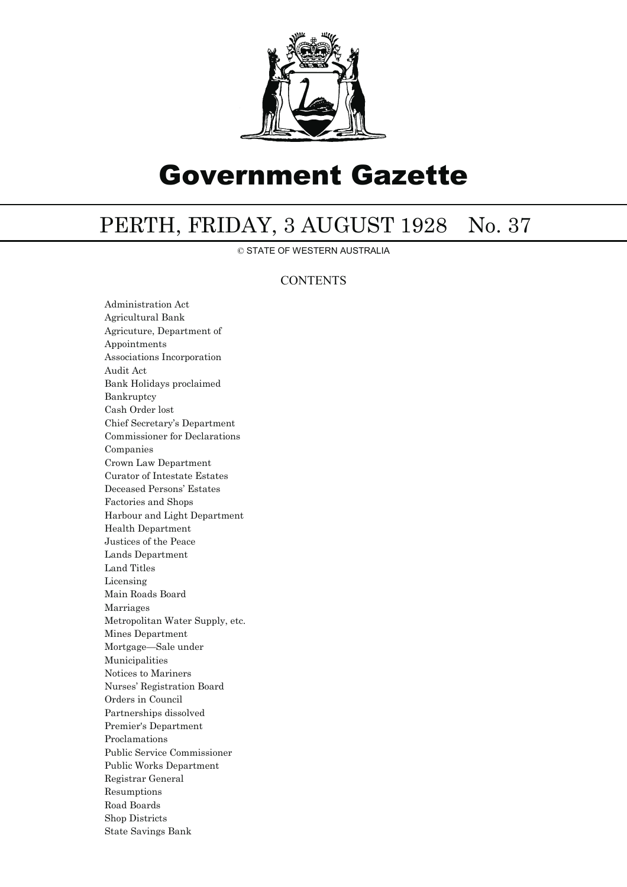# Government Gazette

## PERTH, FRIDAY, 3 AUGUST 1928 No. 37

© STATE OF WESTERN AUSTRALIA

### CONTENTS

Administration Act
Agricultural Bank
Agricuture, Department of
Appointments
Associations Incorporation
Audit Act
Bank Holidays proclaimed
Bankruptcy
Cash Order lost
Chief Secretary's Department
Commissioner for Declarations
Companies
Crown Law Department
Curator of Intestate Estates
Deceased Persons' Estates
Factories and Shops
Harbour and Light Department
Health Department
Justices of the Peace
Lands Department
Land Titles
Licensing
Main Roads Board
Marriages
Metropolitan Water Supply, etc.
Mines Department
Mortgage—Sale under
Municipalities
Notices to Mariners
Nurses' Registration Board
Orders in Council
Partnerships dissolved
Premier's Department
Proclamations
Public Service Commissioner
Public Works Department
Registrar General
Resumptions
Road Boards
Shop Districts
State Savings Bank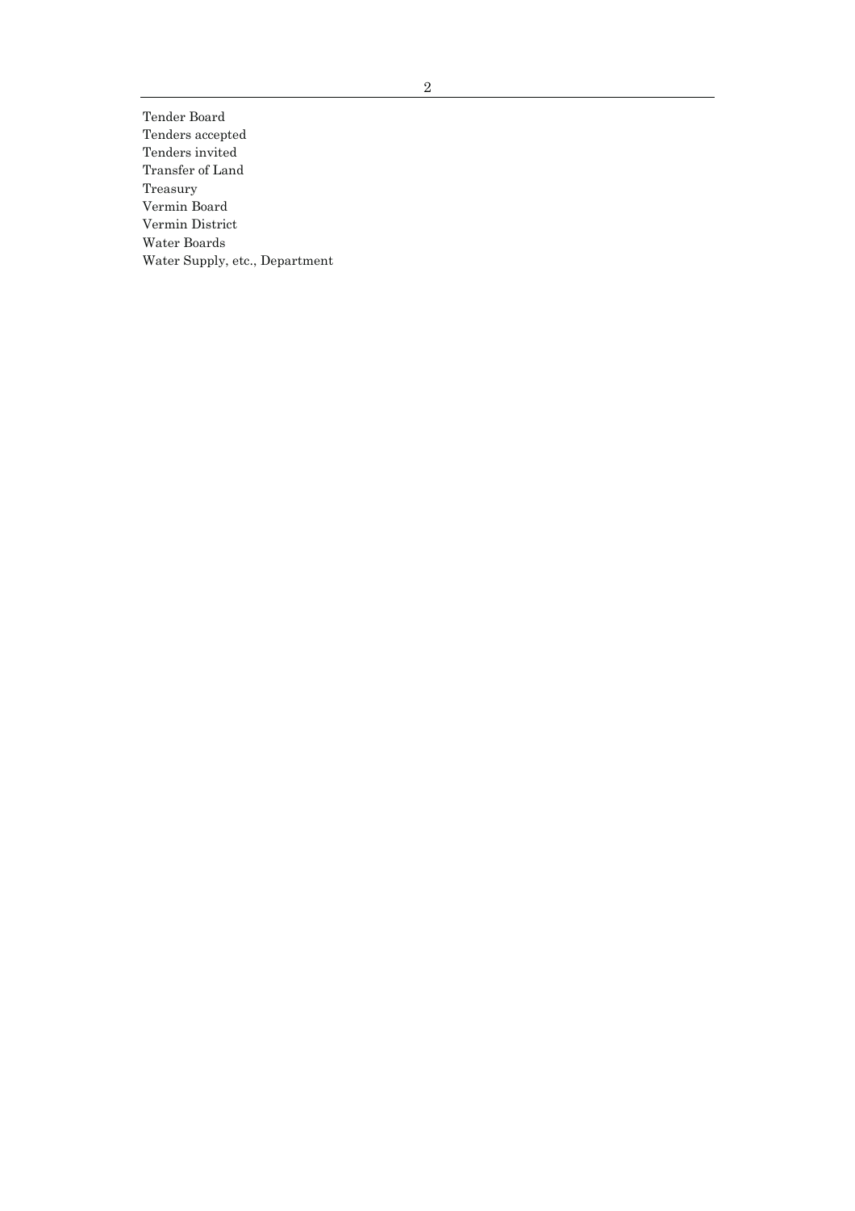Tender Board
Tenders accepted
Tenders invited
Transfer of Land
Treasury
Vermin Board
Vermin District
Water Boards
Water Supply, etc., Department